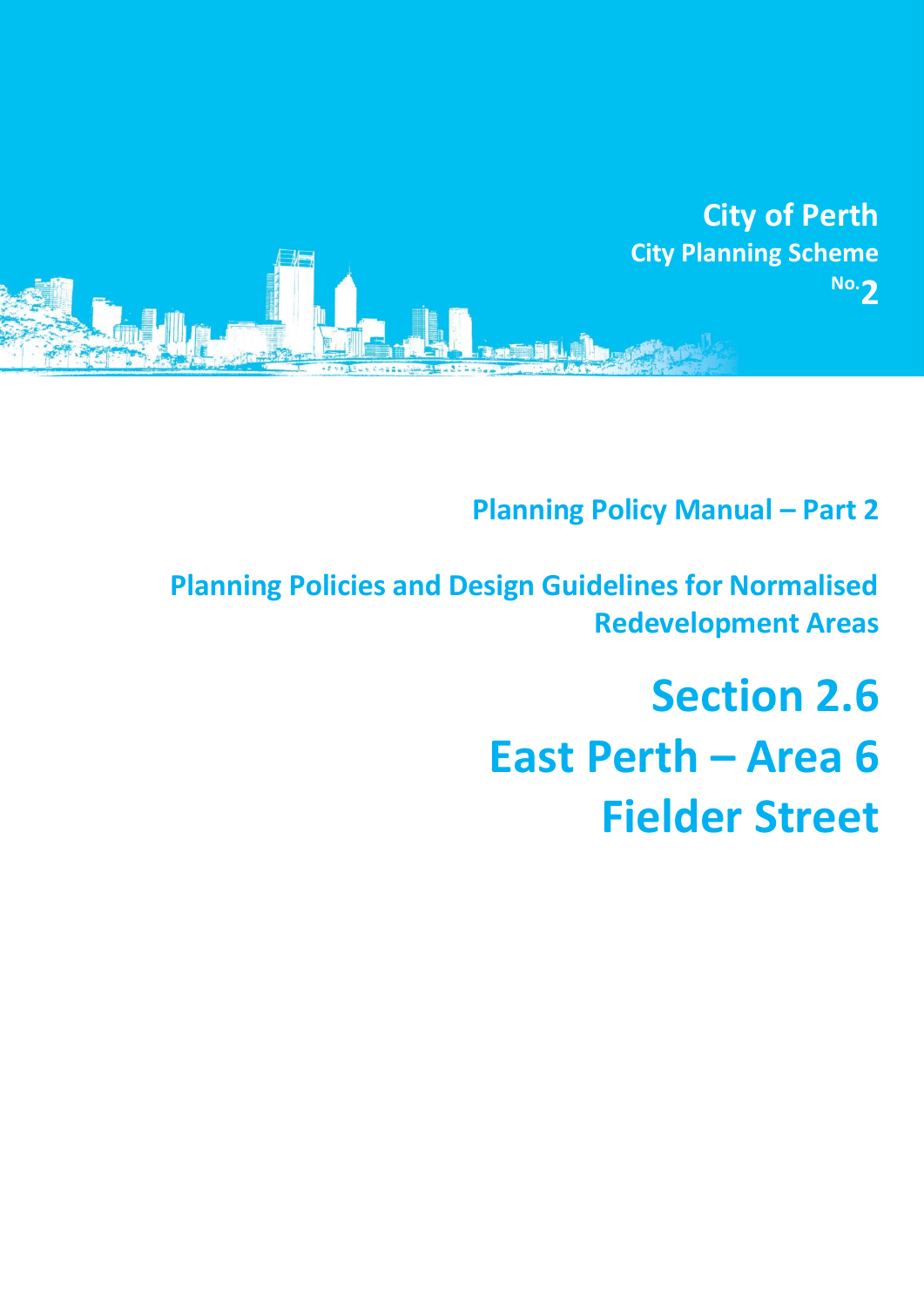City of Perth

City Planning Scheme No.2

## Planning Policy Manual – Part 2

## Planning Policies and Design Guidelines for Normalised Redevelopment Areas

# Section 2.6
# East Perth – Area 6
# Fielder Street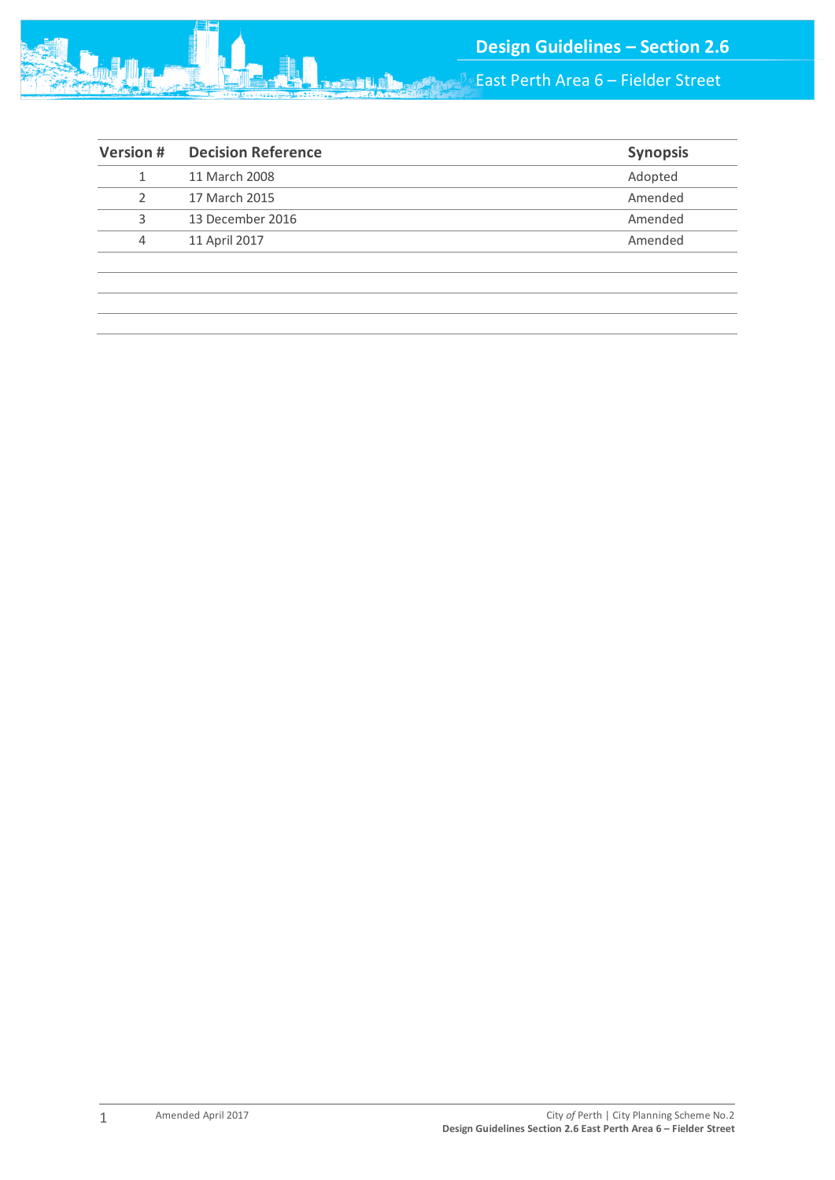| Version # | Decision Reference | Synopsis |
|---|---|---|
| 1 | 11 March 2008 | Adopted |
| 2 | 17 March 2015 | Amended |
| 3 | 13 December 2016 | Amended |
| 4 | 11 April 2017 | Amended |
| | | |
| | | |
| | | |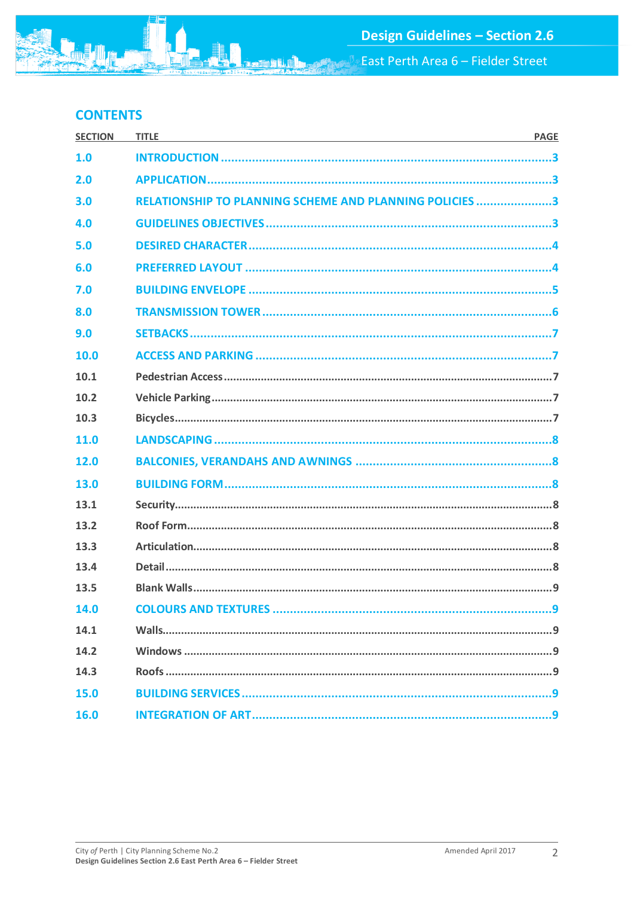## CONTENTS

| SECTION | TITLE | PAGE |
|---|---|---|
| **1.0** | **INTRODUCTION** | **3** |
| **2.0** | **APPLICATION** | **3** |
| **3.0** | **RELATIONSHIP TO PLANNING SCHEME AND PLANNING POLICIES** | **3** |
| **4.0** | **GUIDELINES OBJECTIVES** | **3** |
| **5.0** | **DESIRED CHARACTER** | **4** |
| **6.0** | **PREFERRED LAYOUT** | **4** |
| **7.0** | **BUILDING ENVELOPE** | **5** |
| **8.0** | **TRANSMISSION TOWER** | **6** |
| **9.0** | **SETBACKS** | **7** |
| **10.0** | **ACCESS AND PARKING** | **7** |
| 10.1 | Pedestrian Access | 7 |
| 10.2 | Vehicle Parking | 7 |
| 10.3 | Bicycles | 7 |
| **11.0** | **LANDSCAPING** | **8** |
| **12.0** | **BALCONIES, VERANDAHS AND AWNINGS** | **8** |
| **13.0** | **BUILDING FORM** | **8** |
| 13.1 | Security | 8 |
| 13.2 | Roof Form | 8 |
| 13.3 | Articulation | 8 |
| 13.4 | Detail | 8 |
| 13.5 | Blank Walls | 9 |
| **14.0** | **COLOURS AND TEXTURES** | **9** |
| 14.1 | Walls | 9 |
| 14.2 | Windows | 9 |
| 14.3 | Roofs | 9 |
| **15.0** | **BUILDING SERVICES** | **9** |
| **16.0** | **INTEGRATION OF ART** | **9** |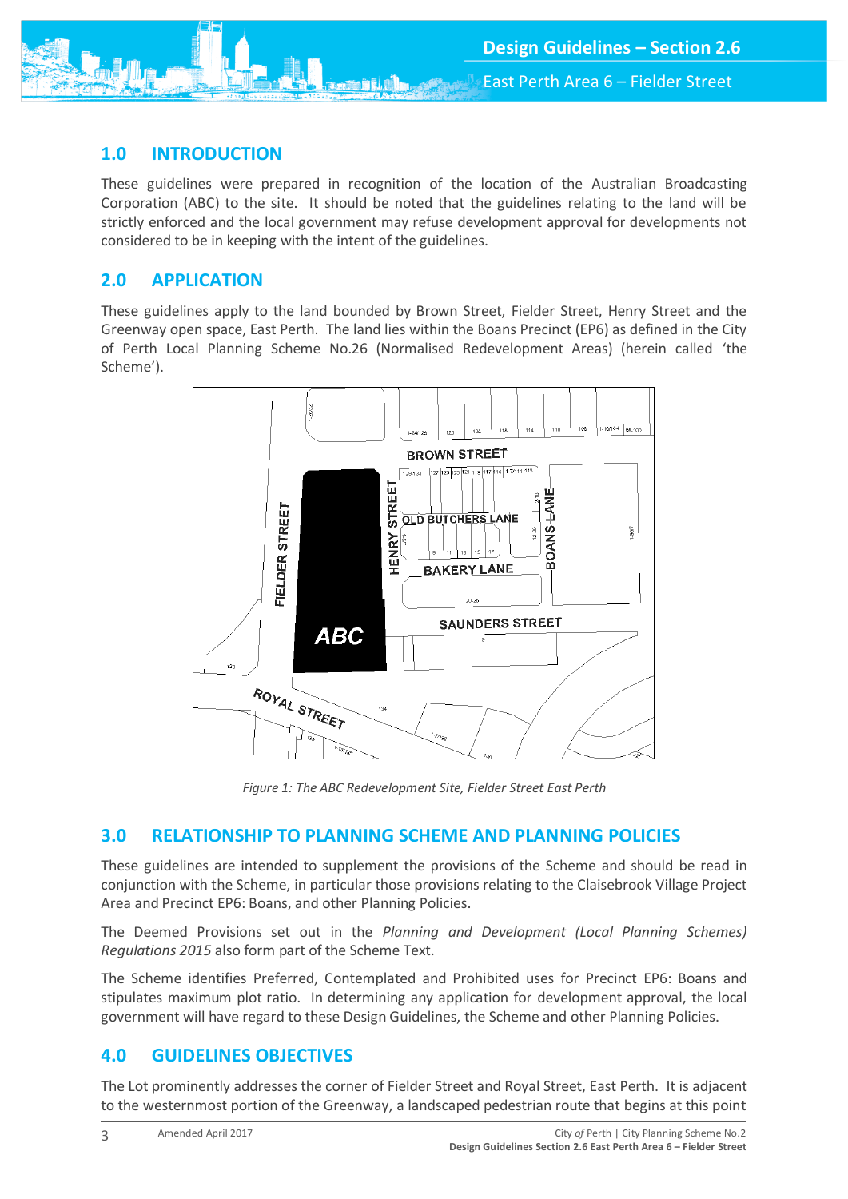## 1.0 INTRODUCTION

These guidelines were prepared in recognition of the location of the Australian Broadcasting Corporation (ABC) to the site. It should be noted that the guidelines relating to the land will be strictly enforced and the local government may refuse development approval for developments not considered to be in keeping with the intent of the guidelines.

## 2.0 APPLICATION

These guidelines apply to the land bounded by Brown Street, Fielder Street, Henry Street and the Greenway open space, East Perth. The land lies within the Boans Precinct (EP6) as defined in the City of Perth Local Planning Scheme No.26 (Normalised Redevelopment Areas) (herein called 'the Scheme').

*Figure 1: The ABC Redevelopment Site, Fielder Street East Perth*

## 3.0 RELATIONSHIP TO PLANNING SCHEME AND PLANNING POLICIES

These guidelines are intended to supplement the provisions of the Scheme and should be read in conjunction with the Scheme, in particular those provisions relating to the Claisebrook Village Project Area and Precinct EP6: Boans, and other Planning Policies.

The Deemed Provisions set out in the *Planning and Development (Local Planning Schemes) Regulations 2015* also form part of the Scheme Text.

The Scheme identifies Preferred, Contemplated and Prohibited uses for Precinct EP6: Boans and stipulates maximum plot ratio. In determining any application for development approval, the local government will have regard to these Design Guidelines, the Scheme and other Planning Policies.

## 4.0 GUIDELINES OBJECTIVES

The Lot prominently addresses the corner of Fielder Street and Royal Street, East Perth. It is adjacent to the westernmost portion of the Greenway, a landscaped pedestrian route that begins at this point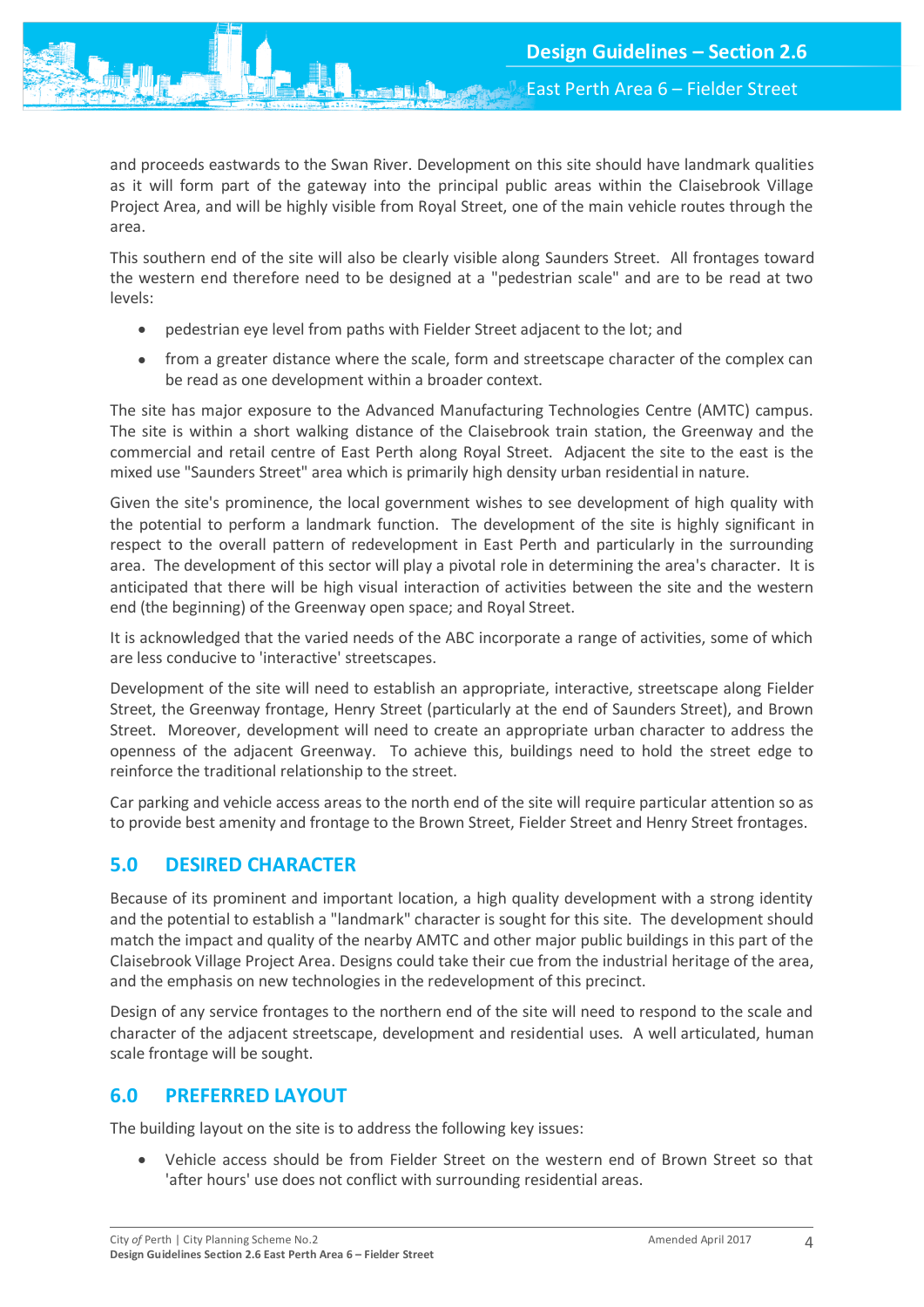and proceeds eastwards to the Swan River. Development on this site should have landmark qualities as it will form part of the gateway into the principal public areas within the Claisebrook Village Project Area, and will be highly visible from Royal Street, one of the main vehicle routes through the area.

This southern end of the site will also be clearly visible along Saunders Street. All frontages toward the western end therefore need to be designed at a "pedestrian scale" and are to be read at two levels:

- pedestrian eye level from paths with Fielder Street adjacent to the lot; and
- from a greater distance where the scale, form and streetscape character of the complex can be read as one development within a broader context.

The site has major exposure to the Advanced Manufacturing Technologies Centre (AMTC) campus. The site is within a short walking distance of the Claisebrook train station, the Greenway and the commercial and retail centre of East Perth along Royal Street. Adjacent the site to the east is the mixed use "Saunders Street" area which is primarily high density urban residential in nature.

Given the site's prominence, the local government wishes to see development of high quality with the potential to perform a landmark function. The development of the site is highly significant in respect to the overall pattern of redevelopment in East Perth and particularly in the surrounding area. The development of this sector will play a pivotal role in determining the area's character. It is anticipated that there will be high visual interaction of activities between the site and the western end (the beginning) of the Greenway open space; and Royal Street.

It is acknowledged that the varied needs of the ABC incorporate a range of activities, some of which are less conducive to 'interactive' streetscapes.

Development of the site will need to establish an appropriate, interactive, streetscape along Fielder Street, the Greenway frontage, Henry Street (particularly at the end of Saunders Street), and Brown Street. Moreover, development will need to create an appropriate urban character to address the openness of the adjacent Greenway. To achieve this, buildings need to hold the street edge to reinforce the traditional relationship to the street.

Car parking and vehicle access areas to the north end of the site will require particular attention so as to provide best amenity and frontage to the Brown Street, Fielder Street and Henry Street frontages.

## 5.0 DESIRED CHARACTER

Because of its prominent and important location, a high quality development with a strong identity and the potential to establish a "landmark" character is sought for this site. The development should match the impact and quality of the nearby AMTC and other major public buildings in this part of the Claisebrook Village Project Area. Designs could take their cue from the industrial heritage of the area, and the emphasis on new technologies in the redevelopment of this precinct.

Design of any service frontages to the northern end of the site will need to respond to the scale and character of the adjacent streetscape, development and residential uses. A well articulated, human scale frontage will be sought.

## 6.0 PREFERRED LAYOUT

The building layout on the site is to address the following key issues:

- Vehicle access should be from Fielder Street on the western end of Brown Street so that 'after hours' use does not conflict with surrounding residential areas.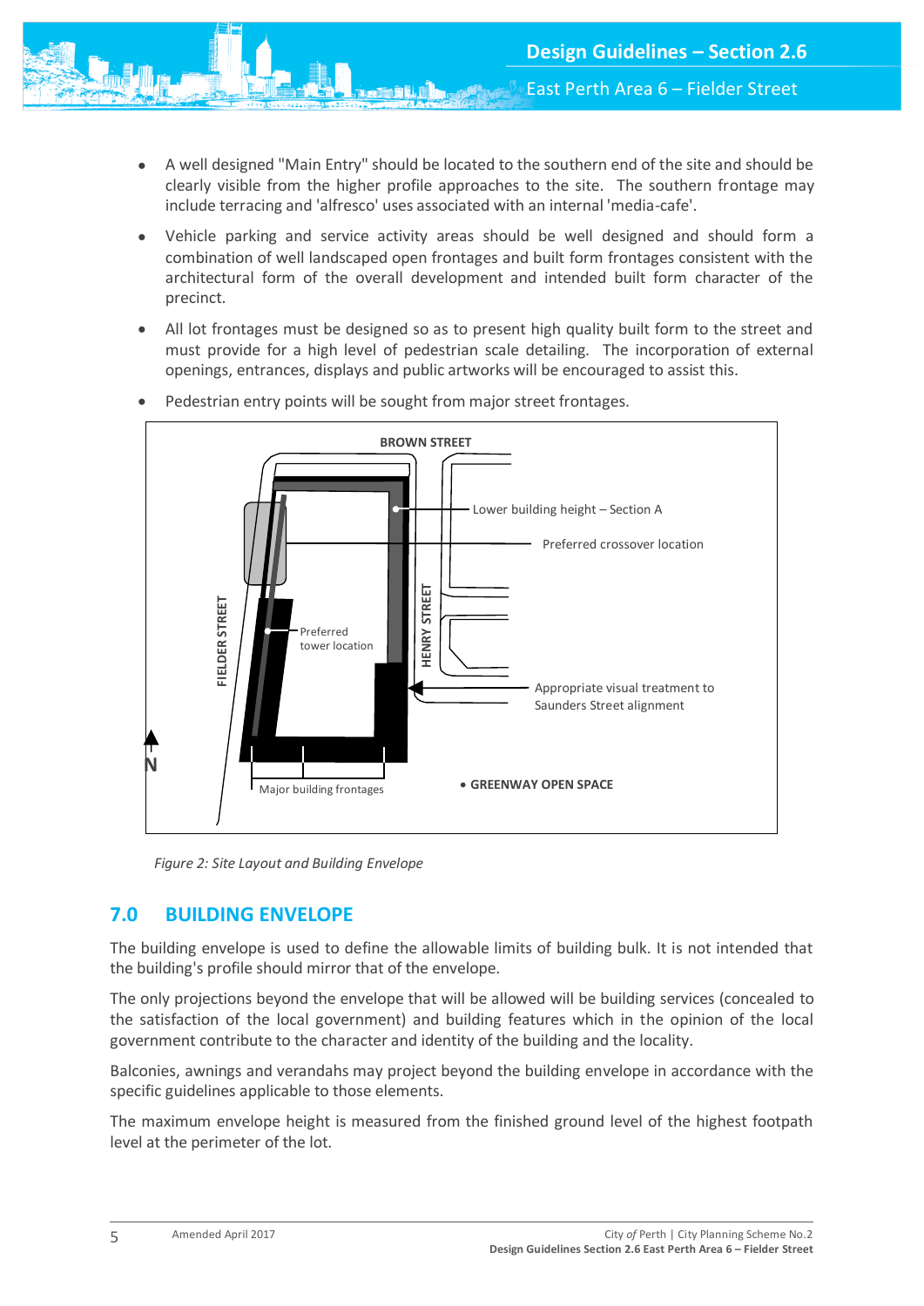- A well designed "Main Entry" should be located to the southern end of the site and should be clearly visible from the higher profile approaches to the site. The southern frontage may include terracing and 'alfresco' uses associated with an internal 'media-cafe'.
- Vehicle parking and service activity areas should be well designed and should form a combination of well landscaped open frontages and built form frontages consistent with the architectural form of the overall development and intended built form character of the precinct.
- All lot frontages must be designed so as to present high quality built form to the street and must provide for a high level of pedestrian scale detailing. The incorporation of external openings, entrances, displays and public artworks will be encouraged to assist this.
- Pedestrian entry points will be sought from major street frontages.

*Figure 2: Site Layout and Building Envelope*

## 7.0 BUILDING ENVELOPE

The building envelope is used to define the allowable limits of building bulk. It is not intended that the building's profile should mirror that of the envelope.

The only projections beyond the envelope that will be allowed will be building services (concealed to the satisfaction of the local government) and building features which in the opinion of the local government contribute to the character and identity of the building and the locality.

Balconies, awnings and verandahs may project beyond the building envelope in accordance with the specific guidelines applicable to those elements.

The maximum envelope height is measured from the finished ground level of the highest footpath level at the perimeter of the lot.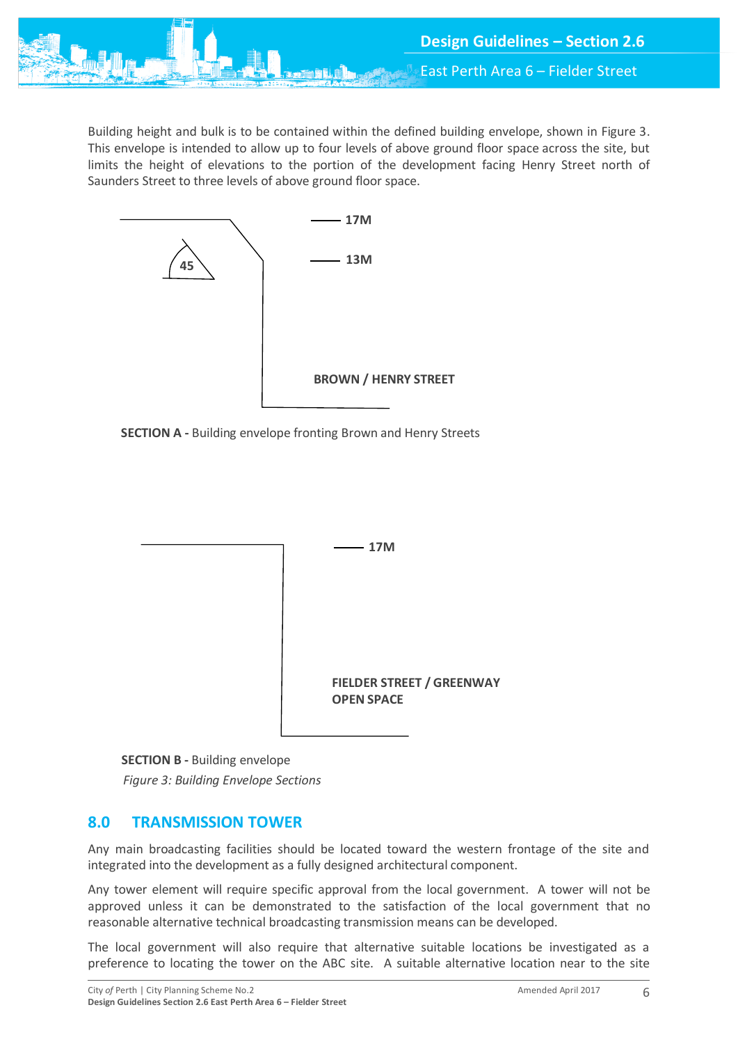Building height and bulk is to be contained within the defined building envelope, shown in Figure 3. This envelope is intended to allow up to four levels of above ground floor space across the site, but limits the height of elevations to the portion of the development facing Henry Street north of Saunders Street to three levels of above ground floor space.

17M

13M

45

BROWN / HENRY STREET

**SECTION A -** Building envelope fronting Brown and Henry Streets

17M

FIELDER STREET / GREENWAY OPEN SPACE

**SECTION B -** Building envelope

*Figure 3: Building Envelope Sections*

## 8.0 TRANSMISSION TOWER

Any main broadcasting facilities should be located toward the western frontage of the site and integrated into the development as a fully designed architectural component.

Any tower element will require specific approval from the local government. A tower will not be approved unless it can be demonstrated to the satisfaction of the local government that no reasonable alternative technical broadcasting transmission means can be developed.

The local government will also require that alternative suitable locations be investigated as a preference to locating the tower on the ABC site. A suitable alternative location near to the site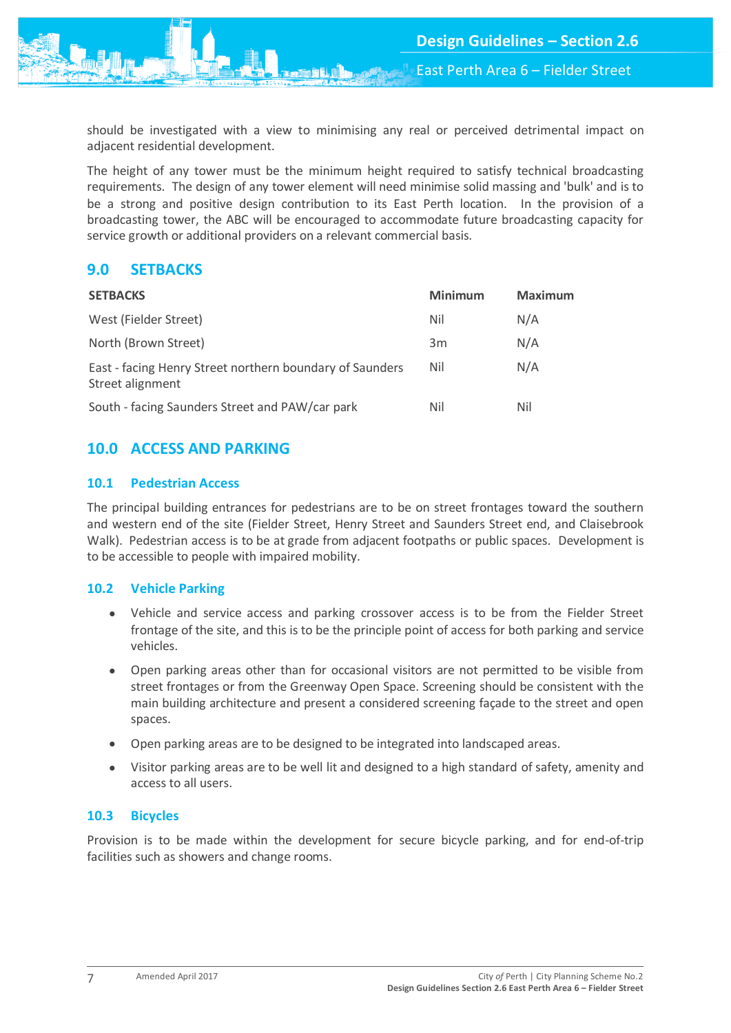should be investigated with a view to minimising any real or perceived detrimental impact on adjacent residential development.

The height of any tower must be the minimum height required to satisfy technical broadcasting requirements. The design of any tower element will need minimise solid massing and 'bulk' and is to be a strong and positive design contribution to its East Perth location. In the provision of a broadcasting tower, the ABC will be encouraged to accommodate future broadcasting capacity for service growth or additional providers on a relevant commercial basis.

## 9.0 SETBACKS

| SETBACKS | Minimum | Maximum |
|---|---|---|
| West (Fielder Street) | Nil | N/A |
| North (Brown Street) | 3m | N/A |
| East - facing Henry Street northern boundary of Saunders Street alignment | Nil | N/A |
| South - facing Saunders Street and PAW/car park | Nil | Nil |

## 10.0 ACCESS AND PARKING

### 10.1 Pedestrian Access

The principal building entrances for pedestrians are to be on street frontages toward the southern and western end of the site (Fielder Street, Henry Street and Saunders Street end, and Claisebrook Walk). Pedestrian access is to be at grade from adjacent footpaths or public spaces. Development is to be accessible to people with impaired mobility.

### 10.2 Vehicle Parking

- Vehicle and service access and parking crossover access is to be from the Fielder Street frontage of the site, and this is to be the principle point of access for both parking and service vehicles.
- Open parking areas other than for occasional visitors are not permitted to be visible from street frontages or from the Greenway Open Space. Screening should be consistent with the main building architecture and present a considered screening façade to the street and open spaces.
- Open parking areas are to be designed to be integrated into landscaped areas.
- Visitor parking areas are to be well lit and designed to a high standard of safety, amenity and access to all users.

### 10.3 Bicycles

Provision is to be made within the development for secure bicycle parking, and for end-of-trip facilities such as showers and change rooms.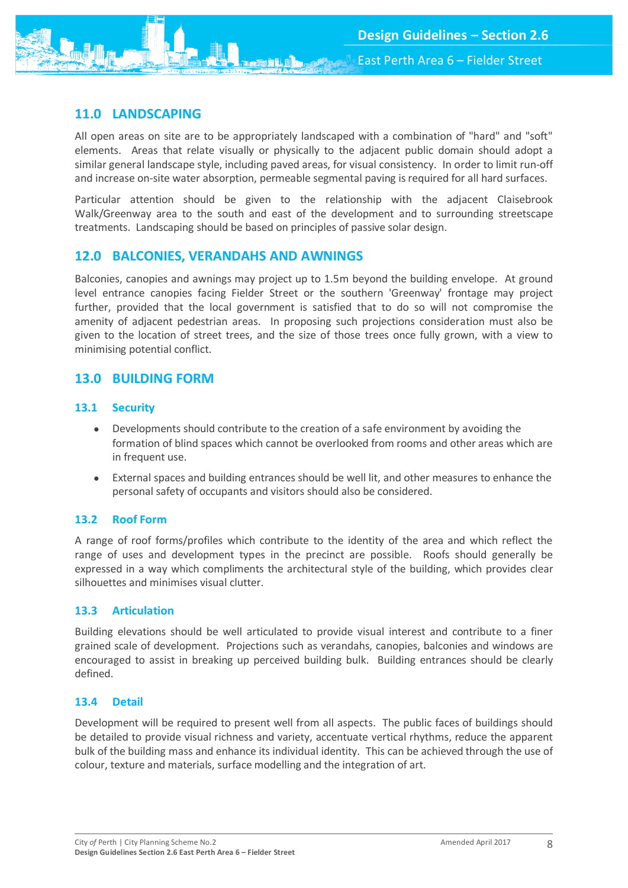## 11.0 LANDSCAPING

All open areas on site are to be appropriately landscaped with a combination of "hard" and "soft" elements. Areas that relate visually or physically to the adjacent public domain should adopt a similar general landscape style, including paved areas, for visual consistency. In order to limit run-off and increase on-site water absorption, permeable segmental paving is required for all hard surfaces.

Particular attention should be given to the relationship with the adjacent Claisebrook Walk/Greenway area to the south and east of the development and to surrounding streetscape treatments. Landscaping should be based on principles of passive solar design.

## 12.0 BALCONIES, VERANDAHS AND AWNINGS

Balconies, canopies and awnings may project up to 1.5m beyond the building envelope. At ground level entrance canopies facing Fielder Street or the southern 'Greenway' frontage may project further, provided that the local government is satisfied that to do so will not compromise the amenity of adjacent pedestrian areas. In proposing such projections consideration must also be given to the location of street trees, and the size of those trees once fully grown, with a view to minimising potential conflict.

## 13.0 BUILDING FORM

### 13.1 Security

- Developments should contribute to the creation of a safe environment by avoiding the formation of blind spaces which cannot be overlooked from rooms and other areas which are in frequent use.
- External spaces and building entrances should be well lit, and other measures to enhance the personal safety of occupants and visitors should also be considered.

### 13.2 Roof Form

A range of roof forms/profiles which contribute to the identity of the area and which reflect the range of uses and development types in the precinct are possible. Roofs should generally be expressed in a way which compliments the architectural style of the building, which provides clear silhouettes and minimises visual clutter.

### 13.3 Articulation

Building elevations should be well articulated to provide visual interest and contribute to a finer grained scale of development. Projections such as verandahs, canopies, balconies and windows are encouraged to assist in breaking up perceived building bulk. Building entrances should be clearly defined.

### 13.4 Detail

Development will be required to present well from all aspects. The public faces of buildings should be detailed to provide visual richness and variety, accentuate vertical rhythms, reduce the apparent bulk of the building mass and enhance its individual identity. This can be achieved through the use of colour, texture and materials, surface modelling and the integration of art.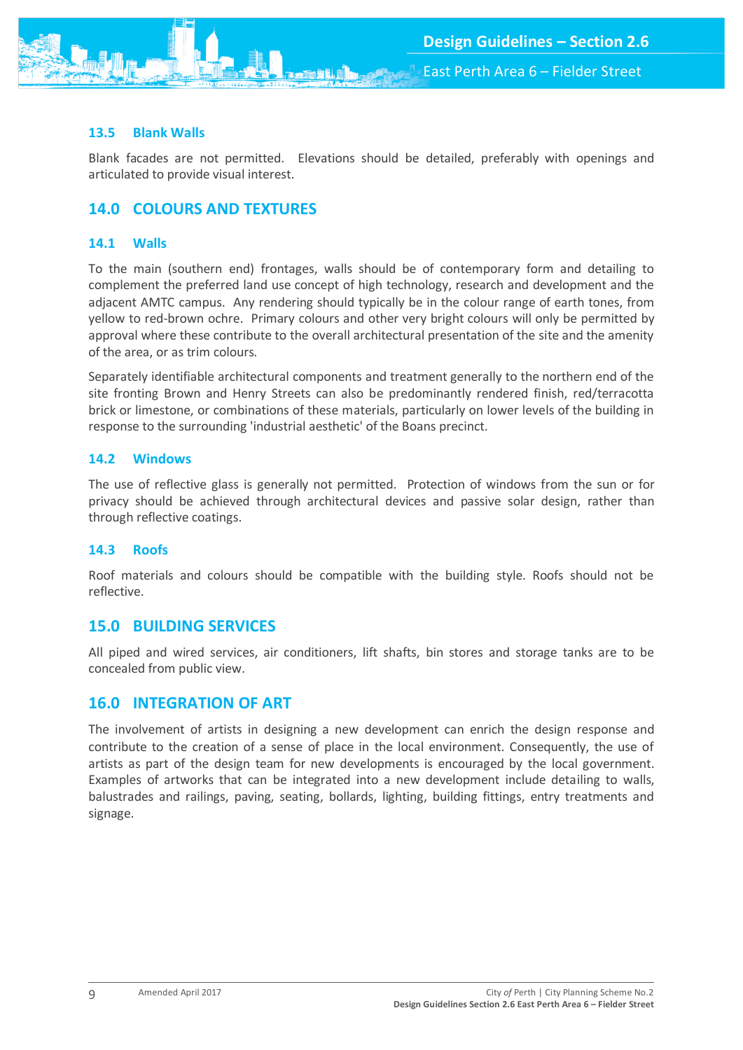### 13.5 Blank Walls

Blank facades are not permitted. Elevations should be detailed, preferably with openings and articulated to provide visual interest.

## 14.0 COLOURS AND TEXTURES

### 14.1 Walls

To the main (southern end) frontages, walls should be of contemporary form and detailing to complement the preferred land use concept of high technology, research and development and the adjacent AMTC campus. Any rendering should typically be in the colour range of earth tones, from yellow to red-brown ochre. Primary colours and other very bright colours will only be permitted by approval where these contribute to the overall architectural presentation of the site and the amenity of the area, or as trim colours.

Separately identifiable architectural components and treatment generally to the northern end of the site fronting Brown and Henry Streets can also be predominantly rendered finish, red/terracotta brick or limestone, or combinations of these materials, particularly on lower levels of the building in response to the surrounding 'industrial aesthetic' of the Boans precinct.

### 14.2 Windows

The use of reflective glass is generally not permitted. Protection of windows from the sun or for privacy should be achieved through architectural devices and passive solar design, rather than through reflective coatings.

### 14.3 Roofs

Roof materials and colours should be compatible with the building style. Roofs should not be reflective.

## 15.0 BUILDING SERVICES

All piped and wired services, air conditioners, lift shafts, bin stores and storage tanks are to be concealed from public view.

## 16.0 INTEGRATION OF ART

The involvement of artists in designing a new development can enrich the design response and contribute to the creation of a sense of place in the local environment. Consequently, the use of artists as part of the design team for new developments is encouraged by the local government. Examples of artworks that can be integrated into a new development include detailing to walls, balustrades and railings, paving, seating, bollards, lighting, building fittings, entry treatments and signage.